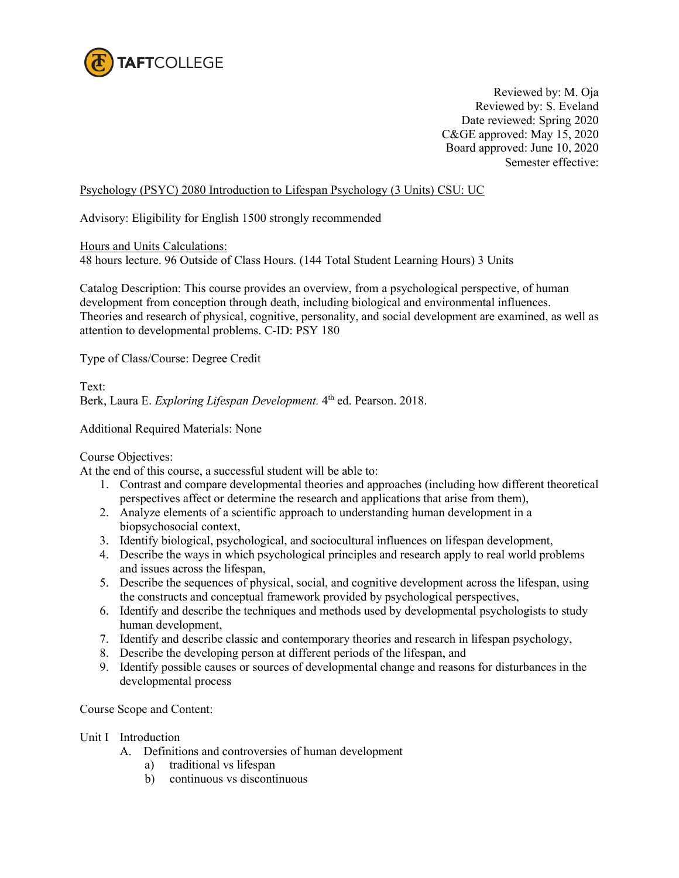TAFTCOLLEGE

Reviewed by: M. Oja
Reviewed by: S. Eveland
Date reviewed: Spring 2020
C&GE approved: May 15, 2020
Board approved: June 10, 2020
Semester effective:

Psychology (PSYC) 2080 Introduction to Lifespan Psychology (3 Units) CSU: UC

Advisory: Eligibility for English 1500 strongly recommended

Hours and Units Calculations:
48 hours lecture. 96 Outside of Class Hours. (144 Total Student Learning Hours) 3 Units

Catalog Description: This course provides an overview, from a psychological perspective, of human development from conception through death, including biological and environmental influences. Theories and research of physical, cognitive, personality, and social development are examined, as well as attention to developmental problems. C-ID: PSY 180

Type of Class/Course: Degree Credit

Text:
Berk, Laura E. *Exploring Lifespan Development.* 4th ed. Pearson. 2018.

Additional Required Materials: None

Course Objectives:
At the end of this course, a successful student will be able to:

1. Contrast and compare developmental theories and approaches (including how different theoretical perspectives affect or determine the research and applications that arise from them),
2. Analyze elements of a scientific approach to understanding human development in a biopsychosocial context,
3. Identify biological, psychological, and sociocultural influences on lifespan development,
4. Describe the ways in which psychological principles and research apply to real world problems and issues across the lifespan,
5. Describe the sequences of physical, social, and cognitive development across the lifespan, using the constructs and conceptual framework provided by psychological perspectives,
6. Identify and describe the techniques and methods used by developmental psychologists to study human development,
7. Identify and describe classic and contemporary theories and research in lifespan psychology,
8. Describe the developing person at different periods of the lifespan, and
9. Identify possible causes or sources of developmental change and reasons for disturbances in the developmental process

Course Scope and Content:

Unit I Introduction

- A. Definitions and controversies of human development
  - a) traditional vs lifespan
  - b) continuous vs discontinuous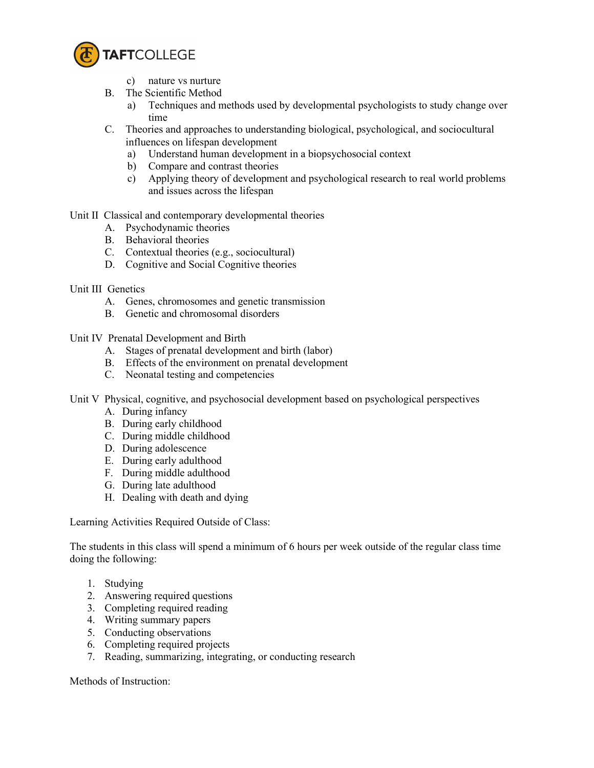- c) nature vs nurture
- B. The Scientific Method
   - a) Techniques and methods used by developmental psychologists to study change over time
- C. Theories and approaches to understanding biological, psychological, and sociocultural influences on lifespan development
   - a) Understand human development in a biopsychosocial context
   - b) Compare and contrast theories
   - c) Applying theory of development and psychological research to real world problems and issues across the lifespan

Unit II Classical and contemporary developmental theories

- A. Psychodynamic theories
- B. Behavioral theories
- C. Contextual theories (e.g., sociocultural)
- D. Cognitive and Social Cognitive theories

Unit III Genetics

- A. Genes, chromosomes and genetic transmission
- B. Genetic and chromosomal disorders

Unit IV Prenatal Development and Birth

- A. Stages of prenatal development and birth (labor)
- B. Effects of the environment on prenatal development
- C. Neonatal testing and competencies

Unit V Physical, cognitive, and psychosocial development based on psychological perspectives

- A. During infancy
- B. During early childhood
- C. During middle childhood
- D. During adolescence
- E. During early adulthood
- F. During middle adulthood
- G. During late adulthood
- H. Dealing with death and dying

Learning Activities Required Outside of Class:

The students in this class will spend a minimum of 6 hours per week outside of the regular class time doing the following:

1. Studying
2. Answering required questions
3. Completing required reading
4. Writing summary papers
5. Conducting observations
6. Completing required projects
7. Reading, summarizing, integrating, or conducting research

Methods of Instruction: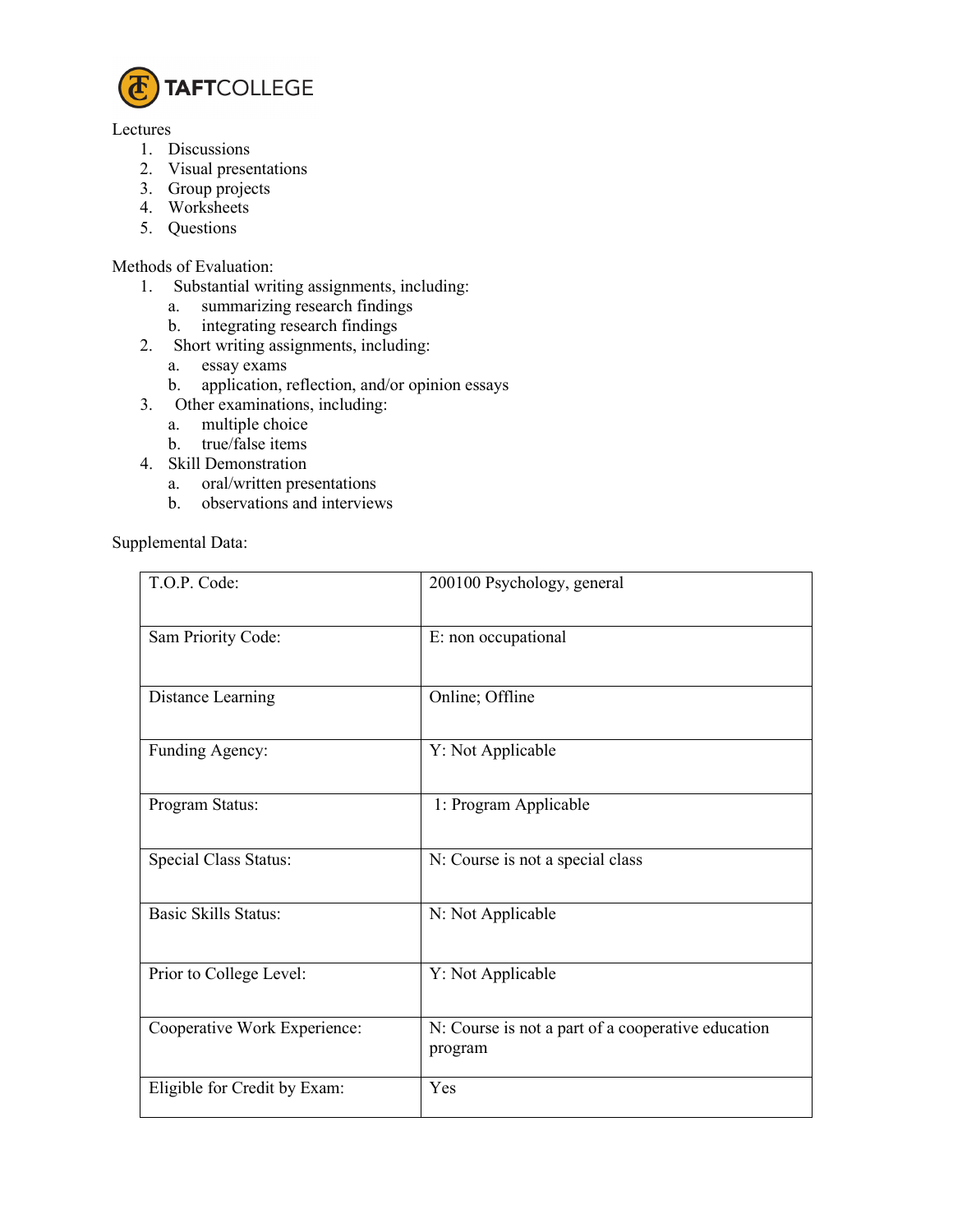Lectures

1. Discussions
2. Visual presentations
3. Group projects
4. Worksheets
5. Questions

Methods of Evaluation:

1. Substantial writing assignments, including:
   a. summarizing research findings
   b. integrating research findings
2. Short writing assignments, including:
   a. essay exams
   b. application, reflection, and/or opinion essays
3. Other examinations, including:
   a. multiple choice
   b. true/false items
4. Skill Demonstration
   a. oral/written presentations
   b. observations and interviews

Supplemental Data:

| | |
|---|---|
| T.O.P. Code: | 200100 Psychology, general |
| Sam Priority Code: | E: non occupational |
| Distance Learning | Online; Offline |
| Funding Agency: | Y: Not Applicable |
| Program Status: | 1: Program Applicable |
| Special Class Status: | N: Course is not a special class |
| Basic Skills Status: | N: Not Applicable |
| Prior to College Level: | Y: Not Applicable |
| Cooperative Work Experience: | N: Course is not a part of a cooperative education program |
| Eligible for Credit by Exam: | Yes |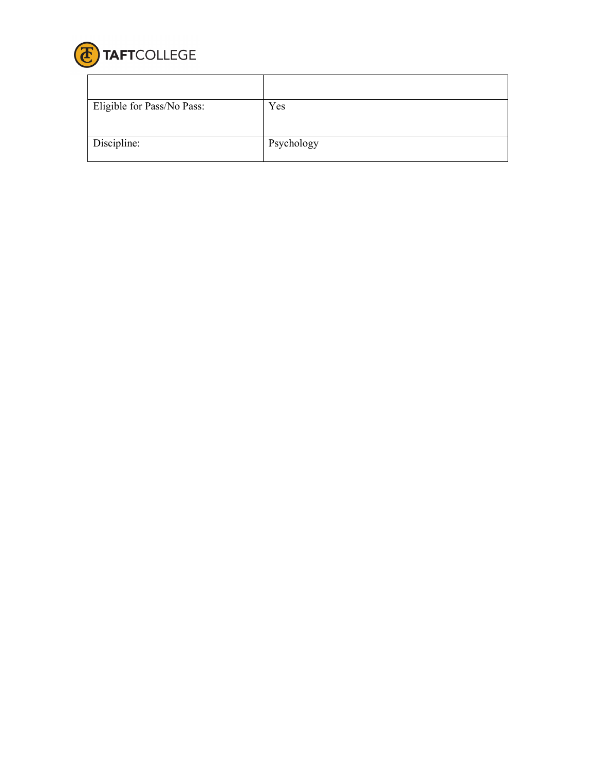| | |
|---|---|
| Eligible for Pass/No Pass: | Yes |
| Discipline: | Psychology |